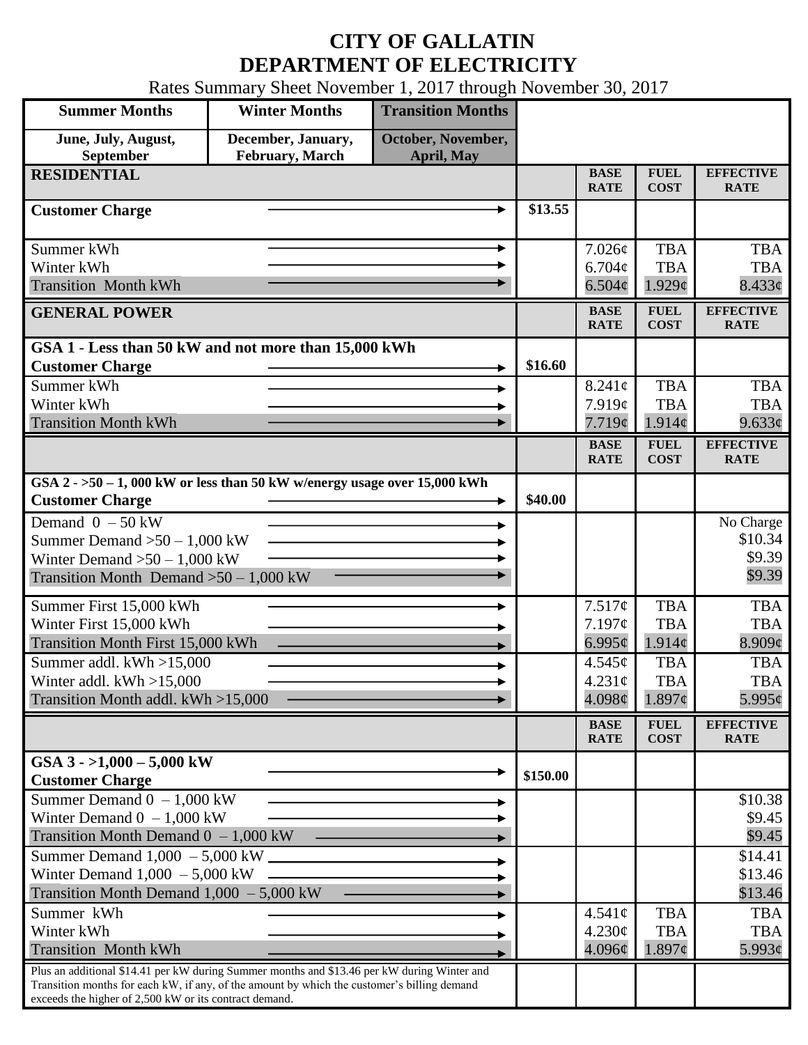# CITY OF GALLATIN
# DEPARTMENT OF ELECTRICITY

Rates Summary Sheet November 1, 2017 through November 30, 2017

| Summer Months | Winter Months | Transition Months |
|---|---|---|
| June, July, August, September | December, January, February, March | October, November, April, May |

| RESIDENTIAL | | BASE RATE | FUEL COST | EFFECTIVE RATE |
|---|---|---|---|---|
| Customer Charge | $13.55 | | | |
| Summer kWh | | 7.026¢ | TBA | TBA |
| Winter kWh | | 6.704¢ | TBA | TBA |
| Transition Month kWh | | 6.504¢ | 1.929¢ | 8.433¢ |

| GENERAL POWER | | BASE RATE | FUEL COST | EFFECTIVE RATE |
|---|---|---|---|---|
| **GSA 1 - Less than 50 kW and not more than 15,000 kWh** | | | | |
| Customer Charge | $16.60 | | | |
| Summer kWh | | 8.241¢ | TBA | TBA |
| Winter kWh | | 7.919¢ | TBA | TBA |
| Transition Month kWh | | 7.719¢ | 1.914¢ | 9.633¢ |

| | | BASE RATE | FUEL COST | EFFECTIVE RATE |
|---|---|---|---|---|
| **GSA 2 - >50 – 1, 000 kW or less than 50 kW w/energy usage over 15,000 kWh** | | | | |
| Customer Charge | $40.00 | | | |
| Demand 0 – 50 kW | | | | No Charge |
| Summer Demand >50 – 1,000 kW | | | | $10.34 |
| Winter Demand >50 – 1,000 kW | | | | $9.39 |
| Transition Month Demand >50 – 1,000 kW | | | | $9.39 |
| Summer First 15,000 kWh | | 7.517¢ | TBA | TBA |
| Winter First 15,000 kWh | | 7.197¢ | TBA | TBA |
| Transition Month First 15,000 kWh | | 6.995¢ | 1.914¢ | 8.909¢ |
| Summer addl. kWh >15,000 | | 4.545¢ | TBA | TBA |
| Winter addl. kWh >15,000 | | 4.231¢ | TBA | TBA |
| Transition Month addl. kWh >15,000 | | 4.098¢ | 1.897¢ | 5.995¢ |

| | | BASE RATE | FUEL COST | EFFECTIVE RATE |
|---|---|---|---|---|
| **GSA 3 - >1,000 – 5,000 kW** | | | | |
| Customer Charge | $150.00 | | | |
| Summer Demand 0 – 1,000 kW | | | | $10.38 |
| Winter Demand 0 – 1,000 kW | | | | $9.45 |
| Transition Month Demand 0 – 1,000 kW | | | | $9.45 |
| Summer Demand 1,000 – 5,000 kW | | | | $14.41 |
| Winter Demand 1,000 – 5,000 kW | | | | $13.46 |
| Transition Month Demand 1,000 – 5,000 kW | | | | $13.46 |
| Summer kWh | | 4.541¢ | TBA | TBA |
| Winter kWh | | 4.230¢ | TBA | TBA |
| Transition Month kWh | | 4.096¢ | 1.897¢ | 5.993¢ |
| Plus an additional $14.41 per kW during Summer months and $13.46 per kW during Winter and Transition months for each kW, if any, of the amount by which the customer's billing demand exceeds the higher of 2,500 kW or its contract demand. | | | | |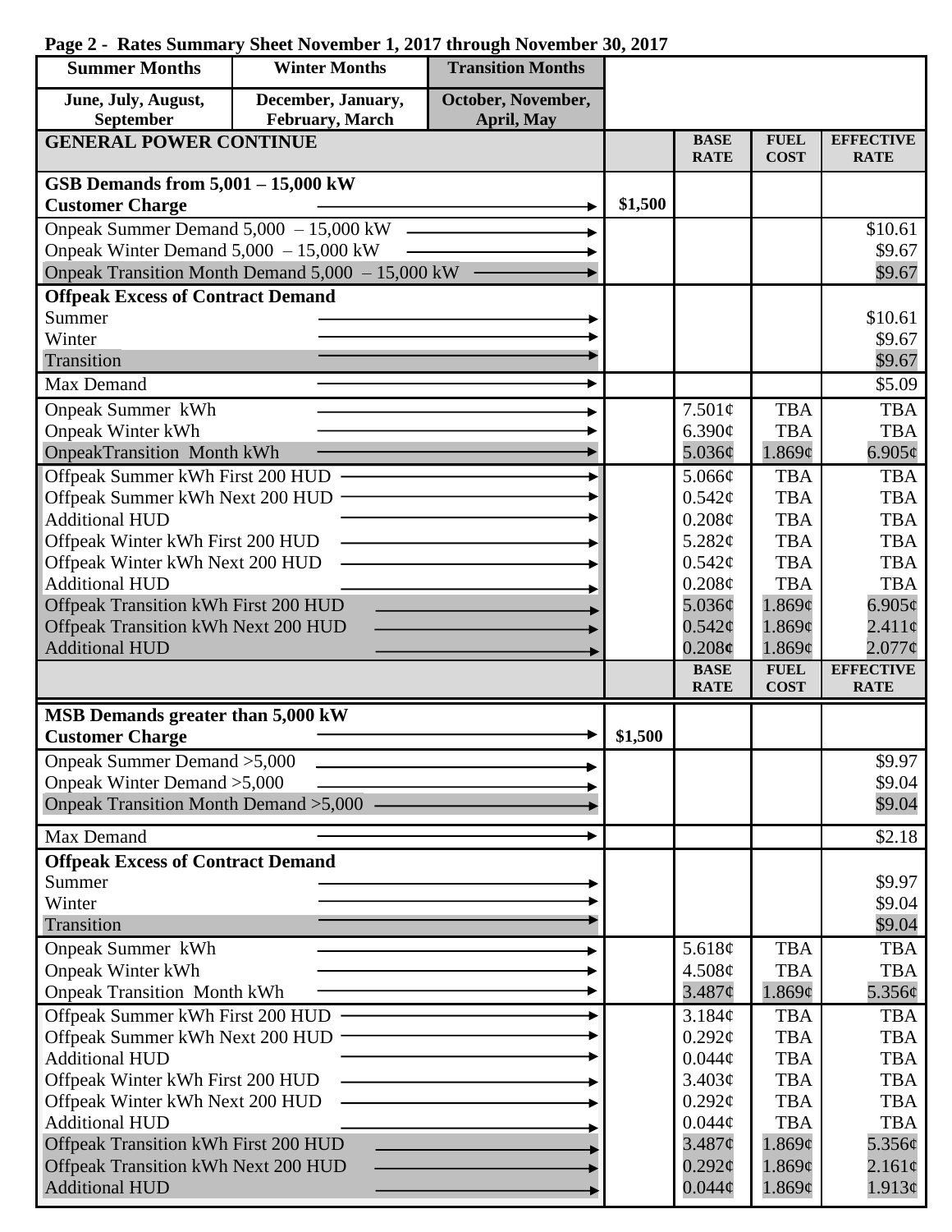**Page 2 - Rates Summary Sheet November 1, 2017 through November 30, 2017**

| Summer Months | Winter Months | Transition Months |
|---|---|---|
| June, July, August, September | December, January, February, March | October, November, April, May |

| GENERAL POWER CONTINUE | | BASE RATE | FUEL COST | EFFECTIVE RATE |
|---|---|---|---|---|
| **GSB Demands from 5,001 – 15,000 kW** | | | | |
| **Customer Charge** | $1,500 | | | |
| Onpeak Summer Demand 5,000 – 15,000 kW | | | | $10.61 |
| Onpeak Winter Demand 5,000 – 15,000 kW | | | | $9.67 |
| Onpeak Transition Month Demand 5,000 – 15,000 kW | | | | $9.67 |
| **Offpeak Excess of Contract Demand** | | | | |
| Summer | | | | $10.61 |
| Winter | | | | $9.67 |
| Transition | | | | $9.67 |
| Max Demand | | | | $5.09 |
| Onpeak Summer kWh | | 7.501¢ | TBA | TBA |
| Onpeak Winter kWh | | 6.390¢ | TBA | TBA |
| OnpeakTransition Month kWh | | 5.036¢ | 1.869¢ | 6.905¢ |
| Offpeak Summer kWh First 200 HUD | | 5.066¢ | TBA | TBA |
| Offpeak Summer kWh Next 200 HUD | | 0.542¢ | TBA | TBA |
| Additional HUD | | 0.208¢ | TBA | TBA |
| Offpeak Winter kWh First 200 HUD | | 5.282¢ | TBA | TBA |
| Offpeak Winter kWh Next 200 HUD | | 0.542¢ | TBA | TBA |
| Additional HUD | | 0.208¢ | TBA | TBA |
| Offpeak Transition kWh First 200 HUD | | 5.036¢ | 1.869¢ | 6.905¢ |
| Offpeak Transition kWh Next 200 HUD | | 0.542¢ | 1.869¢ | 2.411¢ |
| Additional HUD | | 0.208¢ | 1.869¢ | 2.077¢ |

| | | BASE RATE | FUEL COST | EFFECTIVE RATE |
|---|---|---|---|---|
| **MSB Demands greater than 5,000 kW** | | | | |
| **Customer Charge** | $1,500 | | | |
| Onpeak Summer Demand >5,000 | | | | $9.97 |
| Onpeak Winter Demand >5,000 | | | | $9.04 |
| Onpeak Transition Month Demand >5,000 | | | | $9.04 |
| Max Demand | | | | $2.18 |
| **Offpeak Excess of Contract Demand** | | | | |
| Summer | | | | $9.97 |
| Winter | | | | $9.04 |
| Transition | | | | $9.04 |
| Onpeak Summer kWh | | 5.618¢ | TBA | TBA |
| Onpeak Winter kWh | | 4.508¢ | TBA | TBA |
| Onpeak Transition Month kWh | | 3.487¢ | 1.869¢ | 5.356¢ |
| Offpeak Summer kWh First 200 HUD | | 3.184¢ | TBA | TBA |
| Offpeak Summer kWh Next 200 HUD | | 0.292¢ | TBA | TBA |
| Additional HUD | | 0.044¢ | TBA | TBA |
| Offpeak Winter kWh First 200 HUD | | 3.403¢ | TBA | TBA |
| Offpeak Winter kWh Next 200 HUD | | 0.292¢ | TBA | TBA |
| Additional HUD | | 0.044¢ | TBA | TBA |
| Offpeak Transition kWh First 200 HUD | | 3.487¢ | 1.869¢ | 5.356¢ |
| Offpeak Transition kWh Next 200 HUD | | 0.292¢ | 1.869¢ | 2.161¢ |
| Additional HUD | | 0.044¢ | 1.869¢ | 1.913¢ |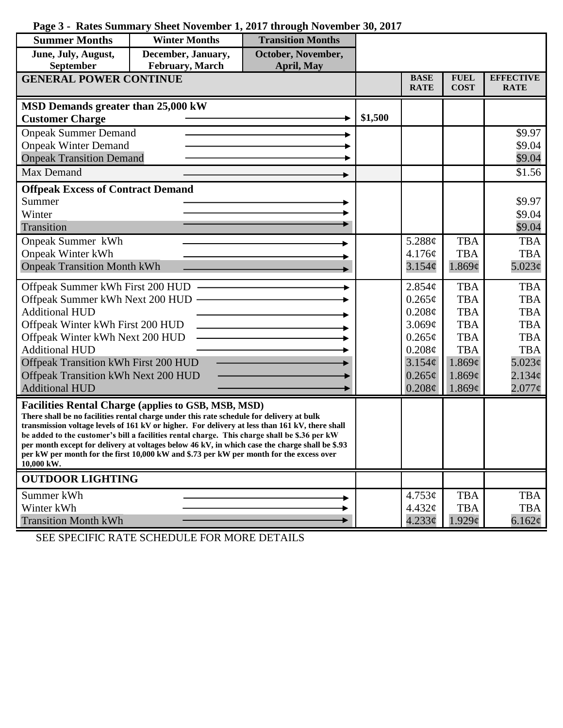**Page 3 - Rates Summary Sheet November 1, 2017 through November 30, 2017**

| Summer Months | Winter Months | Transition Months |
|---|---|---|
| June, July, August, September | December, January, February, March | October, November, April, May |

| GENERAL POWER CONTINUE | | BASE RATE | FUEL COST | EFFECTIVE RATE |
|---|---|---|---|---|
| **MSD Demands greater than 25,000 kW** | | | | |
| **Customer Charge** | $1,500 | | | |
| Onpeak Summer Demand | | | | $9.97 |
| Onpeak Winter Demand | | | | $9.04 |
| Onpeak Transition Demand | | | | $9.04 |
| Max Demand | | | | $1.56 |
| **Offpeak Excess of Contract Demand** | | | | |
| Summer | | | | $9.97 |
| Winter | | | | $9.04 |
| Transition | | | | $9.04 |
| Onpeak Summer kWh | | 5.288¢ | TBA | TBA |
| Onpeak Winter kWh | | 4.176¢ | TBA | TBA |
| Onpeak Transition Month kWh | | 3.154¢ | 1.869¢ | 5.023¢ |
| Offpeak Summer kWh First 200 HUD | | 2.854¢ | TBA | TBA |
| Offpeak Summer kWh Next 200 HUD | | 0.265¢ | TBA | TBA |
| Additional HUD | | 0.208¢ | TBA | TBA |
| Offpeak Winter kWh First 200 HUD | | 3.069¢ | TBA | TBA |
| Offpeak Winter kWh Next 200 HUD | | 0.265¢ | TBA | TBA |
| Additional HUD | | 0.208¢ | TBA | TBA |
| Offpeak Transition kWh First 200 HUD | | 3.154¢ | 1.869¢ | 5.023¢ |
| Offpeak Transition kWh Next 200 HUD | | 0.265¢ | 1.869¢ | 2.134¢ |
| Additional HUD | | 0.208¢ | 1.869¢ | 2.077¢ |
| **Facilities Rental Charge (applies to GSB, MSB, MSD)** There shall be no facilities rental charge under this rate schedule for delivery at bulk transmission voltage levels of 161 kV or higher. For delivery at less than 161 kV, there shall be added to the customer's bill a facilities rental charge. This charge shall be $.36 per kW per month except for delivery at voltages below 46 kV, in which case the charge shall be $.93 per kW per month for the first 10,000 kW and $.73 per kW per month for the excess over 10,000 kW. | | | | |
| **OUTDOOR LIGHTING** | | | | |
| Summer kWh | | 4.753¢ | TBA | TBA |
| Winter kWh | | 4.432¢ | TBA | TBA |
| Transition Month kWh | | 4.233¢ | 1.929¢ | 6.162¢ |

SEE SPECIFIC RATE SCHEDULE FOR MORE DETAILS